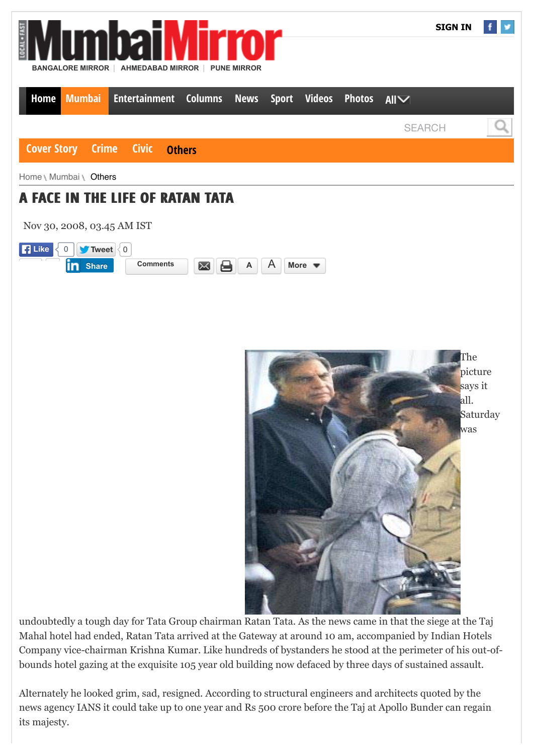# A FACE IN THE LIFE OF RATAN TATA

Nov 30, 2008, 03.45 AM IST

The picture says it all. Saturday was undoubtedly a tough day for Tata Group chairman Ratan Tata. As the news came in that the siege at the Taj Mahal hotel had ended, Ratan Tata arrived at the Gateway at around 10 am, accompanied by Indian Hotels Company vice-chairman Krishna Kumar. Like hundreds of bystanders he stood at the perimeter of his out-of-bounds hotel gazing at the exquisite 105 year old building now defaced by three days of sustained assault.

Alternately he looked grim, sad, resigned. According to structural engineers and architects quoted by the news agency IANS it could take up to one year and Rs 500 crore before the Taj at Apollo Bunder can regain its majesty.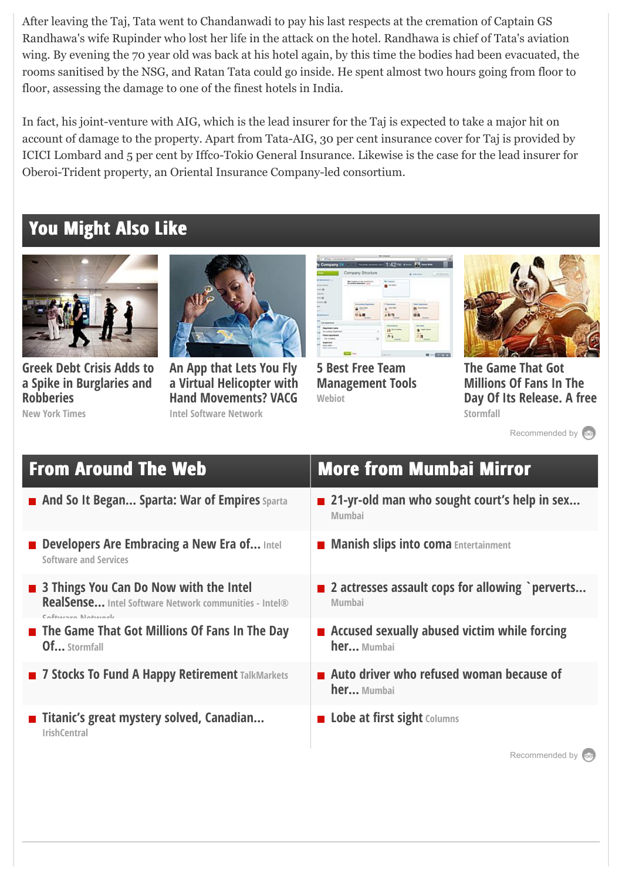After leaving the Taj, Tata went to Chandanwadi to pay his last respects at the cremation of Captain GS Randhawa's wife Rupinder who lost her life in the attack on the hotel. Randhawa is chief of Tata's aviation wing. By evening the 70 year old was back at his hotel again, by this time the bodies had been evacuated, the rooms sanitised by the NSG, and Ratan Tata could go inside. He spent almost two hours going from floor to floor, assessing the damage to one of the finest hotels in India.

In fact, his joint-venture with AIG, which is the lead insurer for the Taj is expected to take a major hit on account of damage to the property. Apart from Tata-AIG, 30 per cent insurance cover for Taj is provided by ICICI Lombard and 5 per cent by Iffco-Tokio General Insurance. Likewise is the case for the lead insurer for Oberoi-Trident property, an Oriental Insurance Company-led consortium.

## You Might Also Like

**Greek Debt Crisis Adds to a Spike in Burglaries and Robberies**
New York Times

**An App that Lets You Fly a Virtual Helicopter with Hand Movements? VACG**
Intel Software Network

**5 Best Free Team Management Tools**
Webiot

**The Game That Got Millions Of Fans In The Day Of Its Release. A free**
Stormfall

Recommended by

## From Around The Web

- **And So It Began... Sparta: War of Empires** Sparta
- **Developers Are Embracing a New Era of...** Intel Software and Services
- **3 Things You Can Do Now with the Intel RealSense...** Intel Software Network communities - Intel® Software Network
- **The Game That Got Millions Of Fans In The Day Of...** Stormfall
- **7 Stocks To Fund A Happy Retirement** TalkMarkets
- **Titanic's great mystery solved, Canadian...** IrishCentral

## More from Mumbai Mirror

- **21-yr-old man who sought court's help in sex...** Mumbai
- **Manish slips into coma** Entertainment
- **2 actresses assault cops for allowing `perverts...** Mumbai
- **Accused sexually abused victim while forcing her...** Mumbai
- **Auto driver who refused woman because of her...** Mumbai
- **Lobe at first sight** Columns

Recommended by